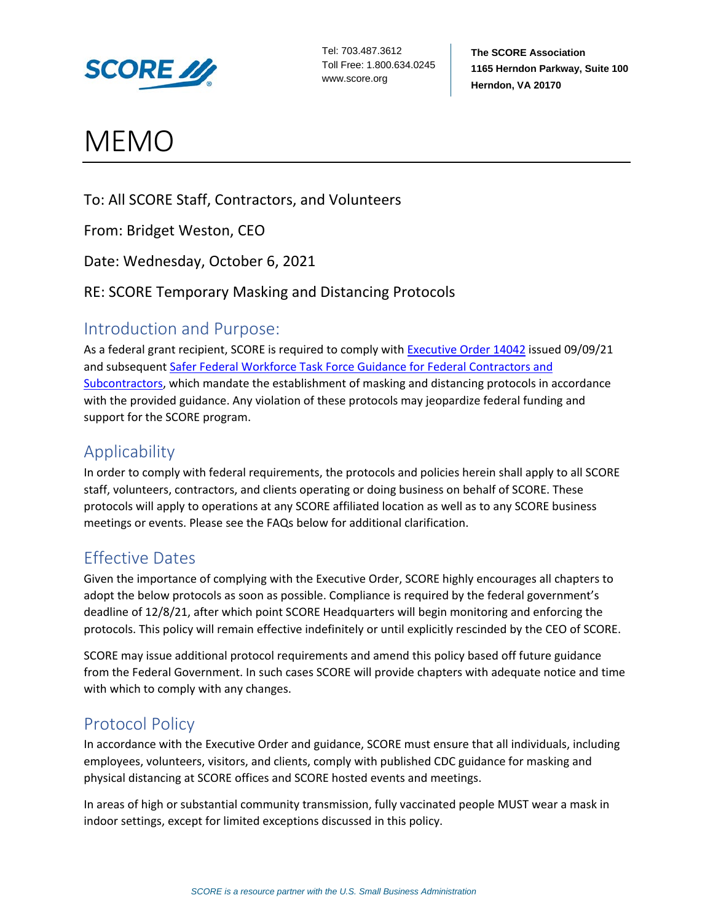Tel: 703.487.3612
Toll Free: 1.800.634.0245
www.score.org

**The SCORE Association**
**1165 Herndon Parkway, Suite 100**
**Herndon, VA 20170**

# MEMO

To: All SCORE Staff, Contractors, and Volunteers

From: Bridget Weston, CEO

Date: Wednesday, October 6, 2021

RE: SCORE Temporary Masking and Distancing Protocols

## Introduction and Purpose:

As a federal grant recipient, SCORE is required to comply with [Executive Order 14042]() issued 09/09/21 and subsequent [Safer Federal Workforce Task Force Guidance for Federal Contractors and Subcontractors](), which mandate the establishment of masking and distancing protocols in accordance with the provided guidance. Any violation of these protocols may jeopardize federal funding and support for the SCORE program.

## Applicability

In order to comply with federal requirements, the protocols and policies herein shall apply to all SCORE staff, volunteers, contractors, and clients operating or doing business on behalf of SCORE. These protocols will apply to operations at any SCORE affiliated location as well as to any SCORE business meetings or events. Please see the FAQs below for additional clarification.

## Effective Dates

Given the importance of complying with the Executive Order, SCORE highly encourages all chapters to adopt the below protocols as soon as possible. Compliance is required by the federal government's deadline of 12/8/21, after which point SCORE Headquarters will begin monitoring and enforcing the protocols. This policy will remain effective indefinitely or until explicitly rescinded by the CEO of SCORE.

SCORE may issue additional protocol requirements and amend this policy based off future guidance from the Federal Government. In such cases SCORE will provide chapters with adequate notice and time with which to comply with any changes.

## Protocol Policy

In accordance with the Executive Order and guidance, SCORE must ensure that all individuals, including employees, volunteers, visitors, and clients, comply with published CDC guidance for masking and physical distancing at SCORE offices and SCORE hosted events and meetings.

In areas of high or substantial community transmission, fully vaccinated people MUST wear a mask in indoor settings, except for limited exceptions discussed in this policy.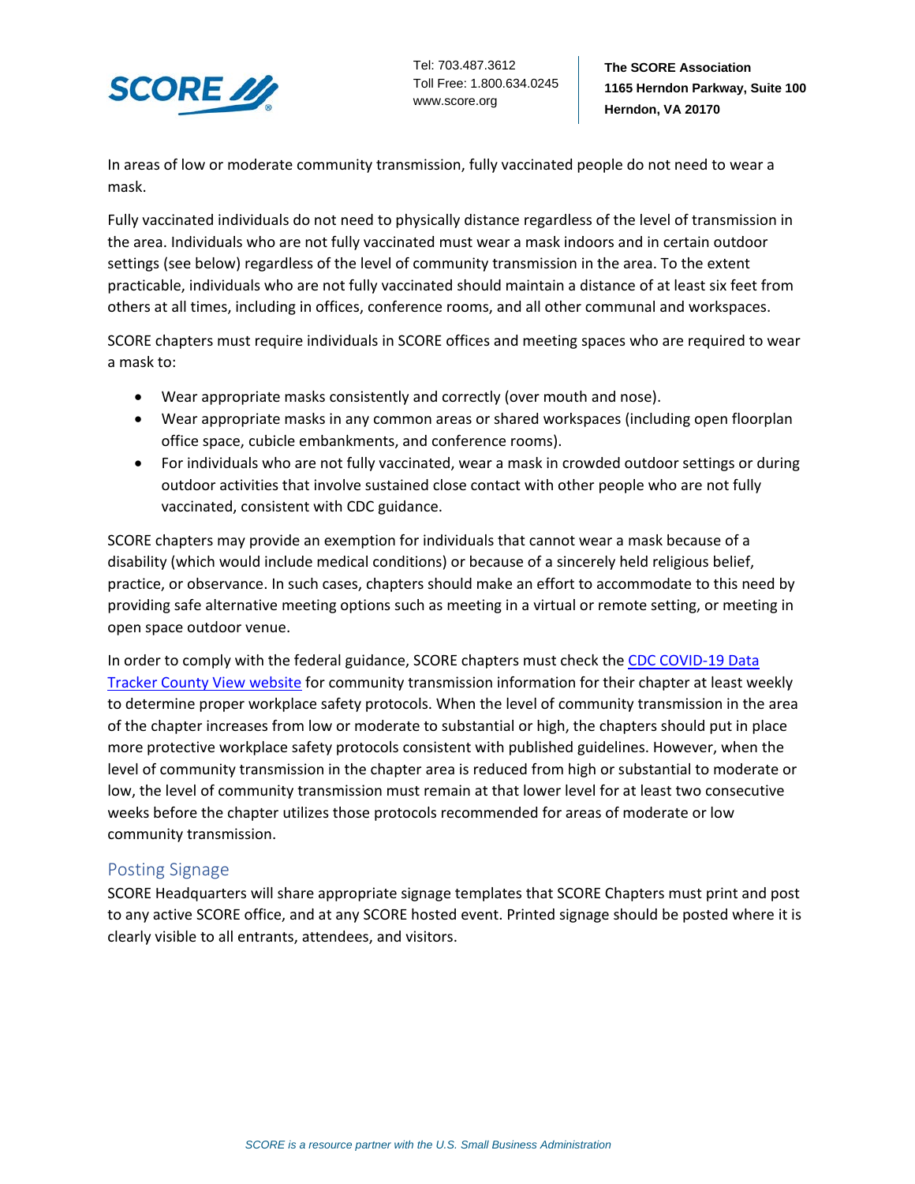In areas of low or moderate community transmission, fully vaccinated people do not need to wear a mask.

Fully vaccinated individuals do not need to physically distance regardless of the level of transmission in the area. Individuals who are not fully vaccinated must wear a mask indoors and in certain outdoor settings (see below) regardless of the level of community transmission in the area. To the extent practicable, individuals who are not fully vaccinated should maintain a distance of at least six feet from others at all times, including in offices, conference rooms, and all other communal and workspaces.

SCORE chapters must require individuals in SCORE offices and meeting spaces who are required to wear a mask to:

- Wear appropriate masks consistently and correctly (over mouth and nose).
- Wear appropriate masks in any common areas or shared workspaces (including open floorplan office space, cubicle embankments, and conference rooms).
- For individuals who are not fully vaccinated, wear a mask in crowded outdoor settings or during outdoor activities that involve sustained close contact with other people who are not fully vaccinated, consistent with CDC guidance.

SCORE chapters may provide an exemption for individuals that cannot wear a mask because of a disability (which would include medical conditions) or because of a sincerely held religious belief, practice, or observance. In such cases, chapters should make an effort to accommodate to this need by providing safe alternative meeting options such as meeting in a virtual or remote setting, or meeting in open space outdoor venue.

In order to comply with the federal guidance, SCORE chapters must check the CDC COVID-19 Data Tracker County View website for community transmission information for their chapter at least weekly to determine proper workplace safety protocols. When the level of community transmission in the area of the chapter increases from low or moderate to substantial or high, the chapters should put in place more protective workplace safety protocols consistent with published guidelines. However, when the level of community transmission in the chapter area is reduced from high or substantial to moderate or low, the level of community transmission must remain at that lower level for at least two consecutive weeks before the chapter utilizes those protocols recommended for areas of moderate or low community transmission.

## Posting Signage

SCORE Headquarters will share appropriate signage templates that SCORE Chapters must print and post to any active SCORE office, and at any SCORE hosted event. Printed signage should be posted where it is clearly visible to all entrants, attendees, and visitors.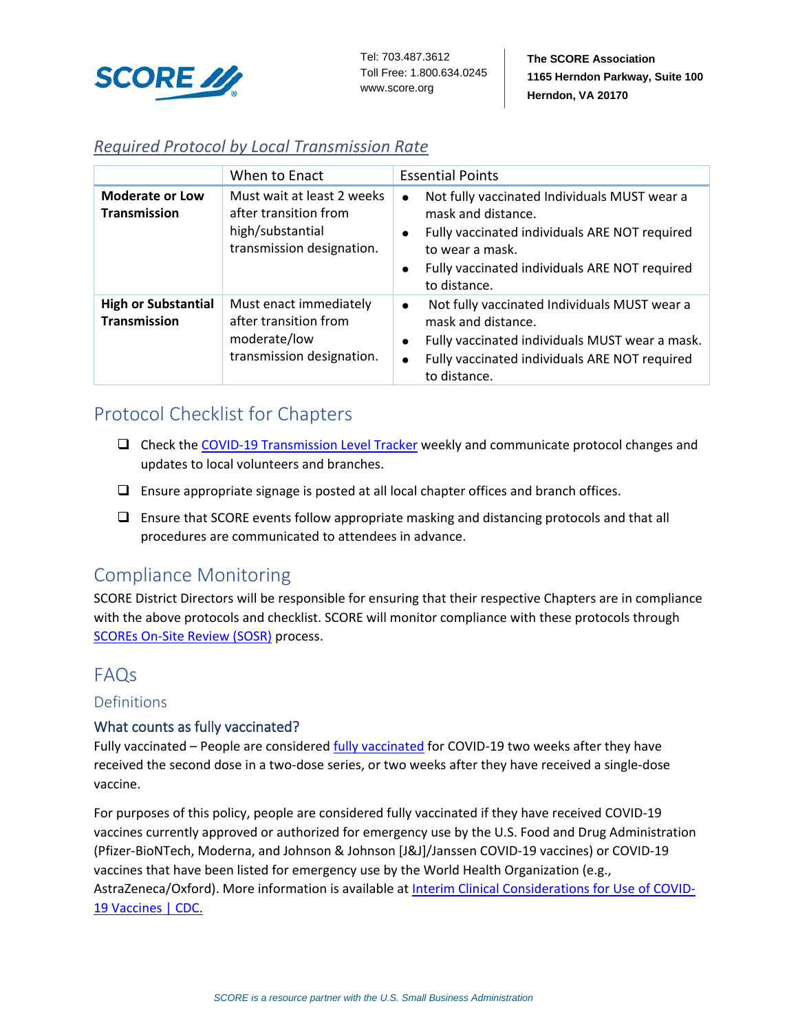*Required Protocol by Local Transmission Rate*

| | When to Enact | Essential Points |
|---|---|---|
| **Moderate or Low Transmission** | Must wait at least 2 weeks after transition from high/substantial transmission designation. | • Not fully vaccinated Individuals MUST wear a mask and distance. • Fully vaccinated individuals ARE NOT required to wear a mask. • Fully vaccinated individuals ARE NOT required to distance. |
| **High or Substantial Transmission** | Must enact immediately after transition from moderate/low transmission designation. | • Not fully vaccinated Individuals MUST wear a mask and distance. • Fully vaccinated individuals MUST wear a mask. • Fully vaccinated individuals ARE NOT required to distance. |

## Protocol Checklist for Chapters

- ❑ Check the COVID-19 Transmission Level Tracker weekly and communicate protocol changes and updates to local volunteers and branches.
- ❑ Ensure appropriate signage is posted at all local chapter offices and branch offices.
- ❑ Ensure that SCORE events follow appropriate masking and distancing protocols and that all procedures are communicated to attendees in advance.

## Compliance Monitoring

SCORE District Directors will be responsible for ensuring that their respective Chapters are in compliance with the above protocols and checklist. SCORE will monitor compliance with these protocols through SCOREs On-Site Review (SOSR) process.

## FAQs

### Definitions

#### What counts as fully vaccinated?

Fully vaccinated – People are considered fully vaccinated for COVID-19 two weeks after they have received the second dose in a two-dose series, or two weeks after they have received a single-dose vaccine.

For purposes of this policy, people are considered fully vaccinated if they have received COVID-19 vaccines currently approved or authorized for emergency use by the U.S. Food and Drug Administration (Pfizer-BioNTech, Moderna, and Johnson & Johnson [J&J]/Janssen COVID-19 vaccines) or COVID-19 vaccines that have been listed for emergency use by the World Health Organization (e.g., AstraZeneca/Oxford). More information is available at Interim Clinical Considerations for Use of COVID-19 Vaccines | CDC.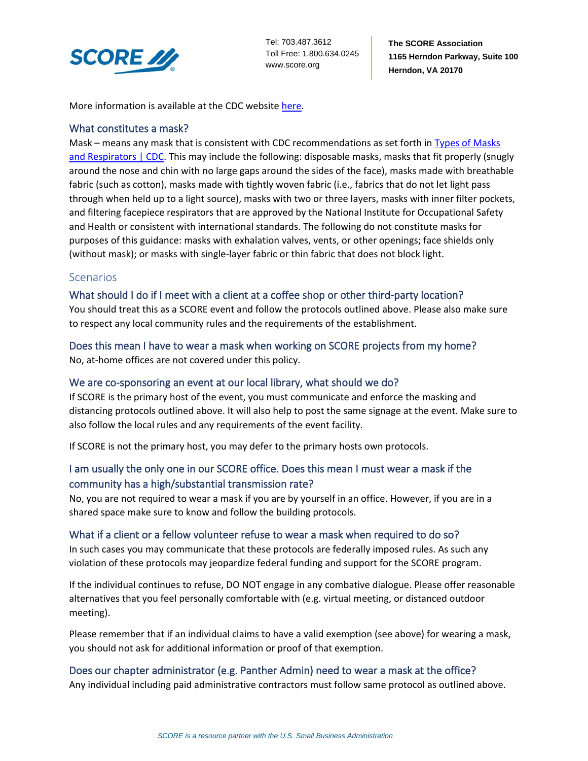More information is available at the CDC website here.

### What constitutes a mask?

Mask – means any mask that is consistent with CDC recommendations as set forth in Types of Masks and Respirators | CDC. This may include the following: disposable masks, masks that fit properly (snugly around the nose and chin with no large gaps around the sides of the face), masks made with breathable fabric (such as cotton), masks made with tightly woven fabric (i.e., fabrics that do not let light pass through when held up to a light source), masks with two or three layers, masks with inner filter pockets, and filtering facepiece respirators that are approved by the National Institute for Occupational Safety and Health or consistent with international standards. The following do not constitute masks for purposes of this guidance: masks with exhalation valves, vents, or other openings; face shields only (without mask); or masks with single-layer fabric or thin fabric that does not block light.

## Scenarios

### What should I do if I meet with a client at a coffee shop or other third-party location?

You should treat this as a SCORE event and follow the protocols outlined above. Please also make sure to respect any local community rules and the requirements of the establishment.

### Does this mean I have to wear a mask when working on SCORE projects from my home?

No, at-home offices are not covered under this policy.

### We are co-sponsoring an event at our local library, what should we do?

If SCORE is the primary host of the event, you must communicate and enforce the masking and distancing protocols outlined above. It will also help to post the same signage at the event. Make sure to also follow the local rules and any requirements of the event facility.

If SCORE is not the primary host, you may defer to the primary hosts own protocols.

### I am usually the only one in our SCORE office. Does this mean I must wear a mask if the community has a high/substantial transmission rate?

No, you are not required to wear a mask if you are by yourself in an office. However, if you are in a shared space make sure to know and follow the building protocols.

### What if a client or a fellow volunteer refuse to wear a mask when required to do so?

In such cases you may communicate that these protocols are federally imposed rules. As such any violation of these protocols may jeopardize federal funding and support for the SCORE program.

If the individual continues to refuse, DO NOT engage in any combative dialogue. Please offer reasonable alternatives that you feel personally comfortable with (e.g. virtual meeting, or distanced outdoor meeting).

Please remember that if an individual claims to have a valid exemption (see above) for wearing a mask, you should not ask for additional information or proof of that exemption.

### Does our chapter administrator (e.g. Panther Admin) need to wear a mask at the office?

Any individual including paid administrative contractors must follow same protocol as outlined above.